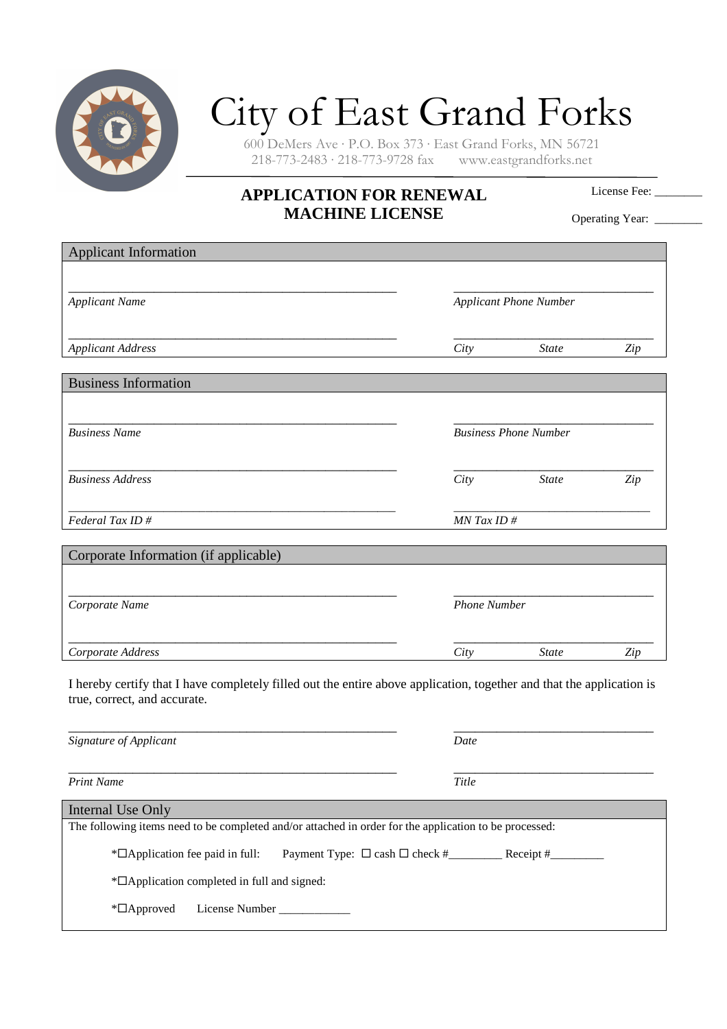# City of East Grand Forks

600 DeMers Ave · P.O. Box 373 · East Grand Forks, MN 56721
218-773-2483 · 218-773-9728 fax    www.eastgrandforks.net

## APPLICATION FOR RENEWAL
## MACHINE LICENSE

License Fee: ________

Operating Year: ________

### Applicant Information

_______________________________________________    _______________________________

*Applicant Name*    *Applicant Phone Number*

_______________________________________________    _______________________________

*Applicant Address*    *City*    *State*    *Zip*

### Business Information

_______________________________________________    _______________________________

*Business Name*    *Business Phone Number*

_______________________________________________    _______________________________

*Business Address*    *City*    *State*    *Zip*

_______________________________________________    _______________________________

*Federal Tax ID #*    *MN Tax ID #*

### Corporate Information (if applicable)

_______________________________________________    _______________________________

*Corporate Name*    *Phone Number*

_______________________________________________    _______________________________

*Corporate Address*    *City*    *State*    *Zip*

I hereby certify that I have completely filled out the entire above application, together and that the application is true, correct, and accurate.

_______________________________________________    _______________________________

*Signature of Applicant*    *Date*

_______________________________________________    _______________________________

*Print Name*    *Title*

### Internal Use Only

The following items need to be completed and/or attached in order for the application to be processed:

*☐Application fee paid in full:    Payment Type: ☐ cash ☐ check #_________ Receipt #_________

*☐Application completed in full and signed:

*☐Approved    License Number ____________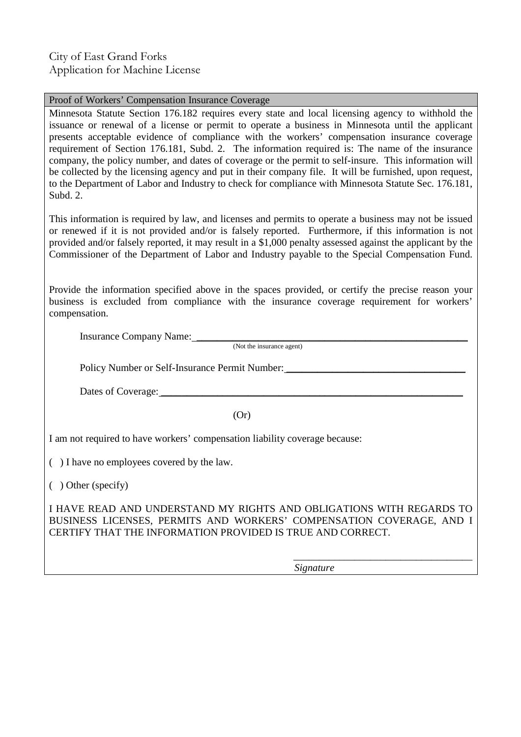City of East Grand Forks
Application for Machine License

## Proof of Workers' Compensation Insurance Coverage

Minnesota Statute Section 176.182 requires every state and local licensing agency to withhold the issuance or renewal of a license or permit to operate a business in Minnesota until the applicant presents acceptable evidence of compliance with the workers' compensation insurance coverage requirement of Section 176.181, Subd. 2. The information required is: The name of the insurance company, the policy number, and dates of coverage or the permit to self-insure. This information will be collected by the licensing agency and put in their company file. It will be furnished, upon request, to the Department of Labor and Industry to check for compliance with Minnesota Statute Sec. 176.181, Subd. 2.

This information is required by law, and licenses and permits to operate a business may not be issued or renewed if it is not provided and/or is falsely reported. Furthermore, if this information is not provided and/or falsely reported, it may result in a $1,000 penalty assessed against the applicant by the Commissioner of the Department of Labor and Industry payable to the Special Compensation Fund.

Provide the information specified above in the spaces provided, or certify the precise reason your business is excluded from compliance with the insurance coverage requirement for workers' compensation.

Insurance Company Name: ____________________________________________
(Not the insurance agent)

Policy Number or Self-Insurance Permit Number: ____________________________

Dates of Coverage: ____________________________________________

(Or)

I am not required to have workers' compensation liability coverage because:

( ) I have no employees covered by the law.

( ) Other (specify)

I HAVE READ AND UNDERSTAND MY RIGHTS AND OBLIGATIONS WITH REGARDS TO BUSINESS LICENSES, PERMITS AND WORKERS' COMPENSATION COVERAGE, AND I CERTIFY THAT THE INFORMATION PROVIDED IS TRUE AND CORRECT.

______________________________
*Signature*